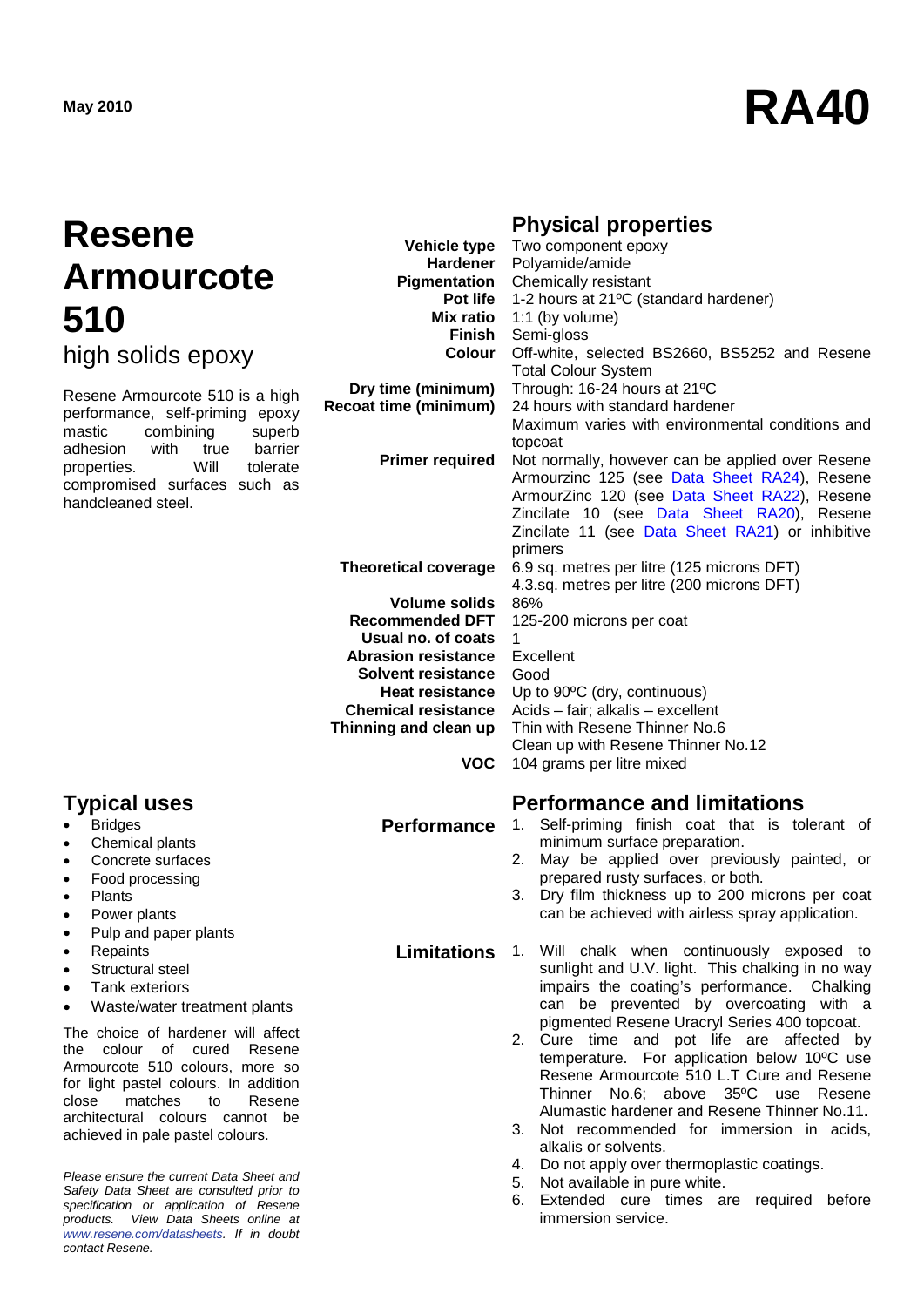May 2010

# RA40

# Resene Armourcote 510

## high solids epoxy

Resene Armourcote 510 is a high performance, self-priming epoxy mastic combining superb adhesion with true barrier properties. Will tolerate compromised surfaces such as handcleaned steel.

## Physical properties

| | |
|---|---|
| **Vehicle type** | Two component epoxy |
| **Hardener** | Polyamide/amide |
| **Pigmentation** | Chemically resistant |
| **Pot life** | 1-2 hours at 21ºC (standard hardener) |
| **Mix ratio** | 1:1 (by volume) |
| **Finish** | Semi-gloss |
| **Colour** | Off-white, selected BS2660, BS5252 and Resene Total Colour System |
| **Dry time (minimum)** | Through: 16-24 hours at 21ºC |
| **Recoat time (minimum)** | 24 hours with standard hardener<br>Maximum varies with environmental conditions and topcoat |
| **Primer required** | Not normally, however can be applied over Resene Armourzinc 125 (see Data Sheet RA24), Resene ArmourZinc 120 (see Data Sheet RA22), Resene Zincilate 10 (see Data Sheet RA20), Resene Zincilate 11 (see Data Sheet RA21) or inhibitive primers |
| **Theoretical coverage** | 6.9 sq. metres per litre (125 microns DFT)<br>4.3.sq. metres per litre (200 microns DFT) |
| **Volume solids** | 86% |
| **Recommended DFT** | 125-200 microns per coat |
| **Usual no. of coats** | 1 |
| **Abrasion resistance** | Excellent |
| **Solvent resistance** | Good |
| **Heat resistance** | Up to 90ºC (dry, continuous) |
| **Chemical resistance** | Acids – fair; alkalis – excellent |
| **Thinning and clean up** | Thin with Resene Thinner No.6<br>Clean up with Resene Thinner No.12 |
| **VOC** | 104 grams per litre mixed |

## Typical uses

- Bridges
- Chemical plants
- Concrete surfaces
- Food processing
- Plants
- Power plants
- Pulp and paper plants
- Repairs
- Structural steel
- Tank exteriors
- Waste/water treatment plants

The choice of hardener will affect the colour of cured Resene Armourcote 510 colours, more so for light pastel colours. In addition close matches to Resene architectural colours cannot be achieved in pale pastel colours.

*Please ensure the current Data Sheet and Safety Data Sheet are consulted prior to specification or application of Resene products. View Data Sheets online at www.resene.com/datasheets. If in doubt contact Resene.*

## Performance and limitations

### Performance

1. Self-priming finish coat that is tolerant of minimum surface preparation.
2. May be applied over previously painted, or prepared rusty surfaces, or both.
3. Dry film thickness up to 200 microns per coat can be achieved with airless spray application.

### Limitations

1. Will chalk when continuously exposed to sunlight and U.V. light. This chalking in no way impairs the coating's performance. Chalking can be prevented by overcoating with a pigmented Resene Uracryl Series 400 topcoat.
2. Cure time and pot life are affected by temperature. For application below 10ºC use Resene Armourcote 510 L.T Cure and Resene Thinner No.6; above 35ºC use Resene Alumastic hardener and Resene Thinner No.11.
3. Not recommended for immersion in acids, alkalis or solvents.
4. Do not apply over thermoplastic coatings.
5. Not available in pure white.
6. Extended cure times are required before immersion service.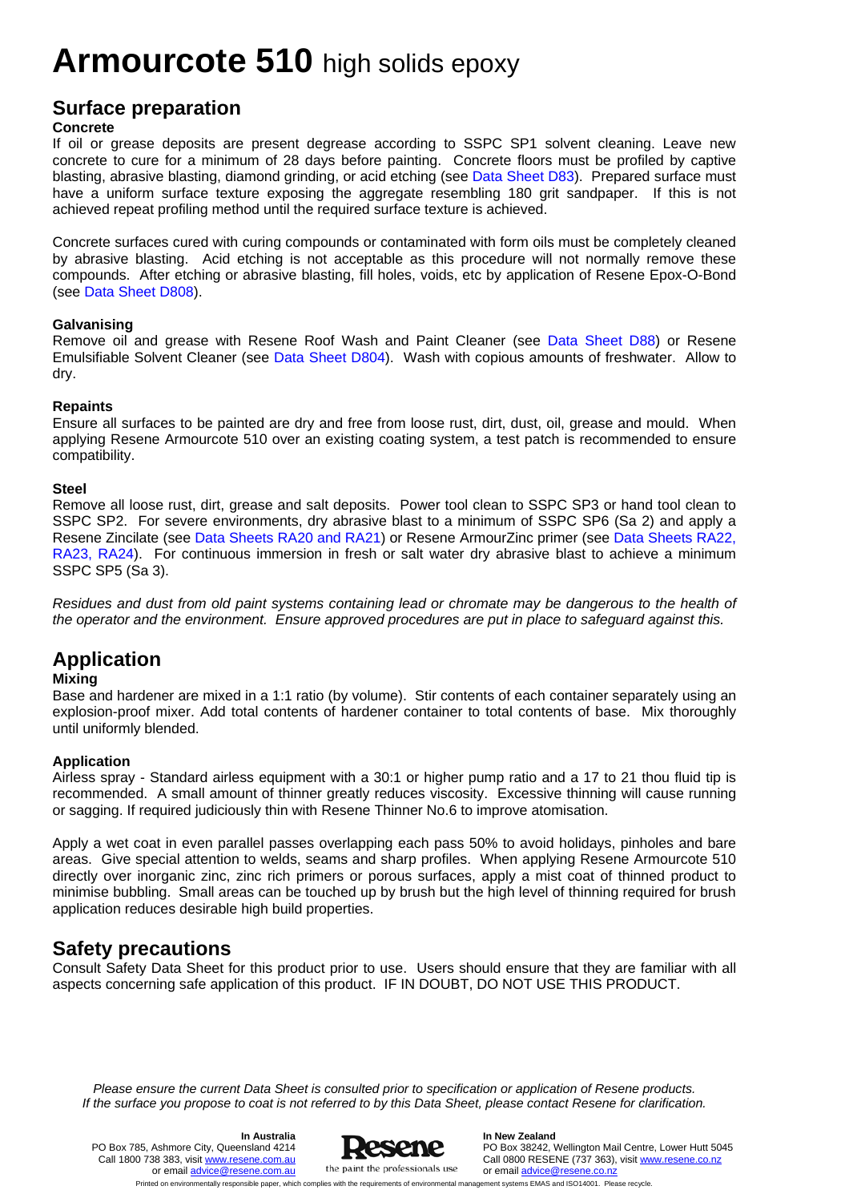# Armourcote 510 high solids epoxy

## Surface preparation

### Concrete

If oil or grease deposits are present degrease according to SSPC SP1 solvent cleaning. Leave new concrete to cure for a minimum of 28 days before painting. Concrete floors must be profiled by captive blasting, abrasive blasting, diamond grinding, or acid etching (see Data Sheet D83). Prepared surface must have a uniform surface texture exposing the aggregate resembling 180 grit sandpaper. If this is not achieved repeat profiling method until the required surface texture is achieved.

Concrete surfaces cured with curing compounds or contaminated with form oils must be completely cleaned by abrasive blasting. Acid etching is not acceptable as this procedure will not normally remove these compounds. After etching or abrasive blasting, fill holes, voids, etc by application of Resene Epox-O-Bond (see Data Sheet D808).

### Galvanising

Remove oil and grease with Resene Roof Wash and Paint Cleaner (see Data Sheet D88) or Resene Emulsifiable Solvent Cleaner (see Data Sheet D804). Wash with copious amounts of freshwater. Allow to dry.

### Repaints

Ensure all surfaces to be painted are dry and free from loose rust, dirt, dust, oil, grease and mould. When applying Resene Armourcote 510 over an existing coating system, a test patch is recommended to ensure compatibility.

### Steel

Remove all loose rust, dirt, grease and salt deposits. Power tool clean to SSPC SP3 or hand tool clean to SSPC SP2. For severe environments, dry abrasive blast to a minimum of SSPC SP6 (Sa 2) and apply a Resene Zincilate (see Data Sheets RA20 and RA21) or Resene ArmourZinc primer (see Data Sheets RA22, RA23, RA24). For continuous immersion in fresh or salt water dry abrasive blast to achieve a minimum SSPC SP5 (Sa 3).

*Residues and dust from old paint systems containing lead or chromate may be dangerous to the health of the operator and the environment. Ensure approved procedures are put in place to safeguard against this.*

## Application

### Mixing

Base and hardener are mixed in a 1:1 ratio (by volume). Stir contents of each container separately using an explosion-proof mixer. Add total contents of hardener container to total contents of base. Mix thoroughly until uniformly blended.

### Application

Airless spray - Standard airless equipment with a 30:1 or higher pump ratio and a 17 to 21 thou fluid tip is recommended. A small amount of thinner greatly reduces viscosity. Excessive thinning will cause running or sagging. If required judiciously thin with Resene Thinner No.6 to improve atomisation.

Apply a wet coat in even parallel passes overlapping each pass 50% to avoid holidays, pinholes and bare areas. Give special attention to welds, seams and sharp profiles. When applying Resene Armourcote 510 directly over inorganic zinc, zinc rich primers or porous surfaces, apply a mist coat of thinned product to minimise bubbling. Small areas can be touched up by brush but the high level of thinning required for brush application reduces desirable high build properties.

## Safety precautions

Consult Safety Data Sheet for this product prior to use. Users should ensure that they are familiar with all aspects concerning safe application of this product. IF IN DOUBT, DO NOT USE THIS PRODUCT.

*Please ensure the current Data Sheet is consulted prior to specification or application of Resene products. If the surface you propose to coat is not referred to by this Data Sheet, please contact Resene for clarification.*

**In Australia**
PO Box 785, Ashmore City, Queensland 4214
Call 1800 738 383, visit www.resene.com.au
or email advice@resene.com.au

Resene
the paint the professionals use

**In New Zealand**
PO Box 38242, Wellington Mail Centre, Lower Hutt 5045
Call 0800 RESENE (737 363), visit www.resene.co.nz
or email advice@resene.co.nz

Printed on environmentally responsible paper, which complies with the requirements of environmental management systems EMAS and ISO14001. Please recycle.